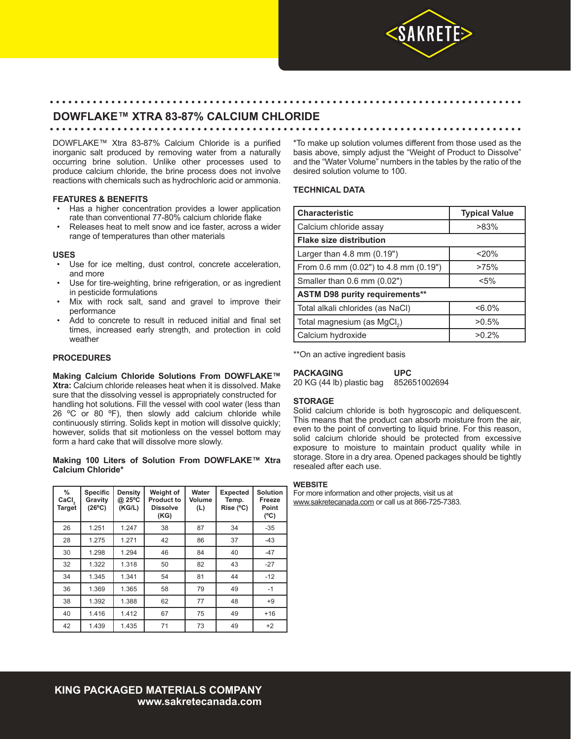# DOWFLAKE™ XTRA 83-87% CALCIUM CHLORIDE

DOWFLAKE™ Xtra 83-87% Calcium Chloride is a purified inorganic salt produced by removing water from a naturally occurring brine solution. Unlike other processes used to produce calcium chloride, the brine process does not involve reactions with chemicals such as hydrochloric acid or ammonia.

### FEATURES & BENEFITS

- Has a higher concentration provides a lower application rate than conventional 77-80% calcium chloride flake
- Releases heat to melt snow and ice faster, across a wider range of temperatures than other materials

### USES

- Use for ice melting, dust control, concrete acceleration, and more
- Use for tire-weighting, brine refrigeration, or as ingredient in pesticide formulations
- Mix with rock salt, sand and gravel to improve their performance
- Add to concrete to result in reduced initial and final set times, increased early strength, and protection in cold weather

### PROCEDURES

**Making Calcium Chloride Solutions From DOWFLAKE™ Xtra:** Calcium chloride releases heat when it is dissolved. Make sure that the dissolving vessel is appropriately constructed for handling hot solutions. Fill the vessel with cool water (less than 26 ºC or 80 ºF), then slowly add calcium chloride while continuously stirring. Solids kept in motion will dissolve quickly; however, solids that sit motionless on the vessel bottom may form a hard cake that will dissolve more slowly.

**Making 100 Liters of Solution From DOWFLAKE™ Xtra Calcium Chloride***

| % $CaCl_2$ Target | Specific Gravity (26ºC) | Density @ 25ºC (KG/L) | Weight of Product to Dissolve (KG) | Water Volume (L) | Expected Temp. Rise (ºC) | Solution Freeze Point (ºC) |
|---|---|---|---|---|---|---|
| 26 | 1.251 | 1.247 | 38 | 87 | 34 | -35 |
| 28 | 1.275 | 1.271 | 42 | 86 | 37 | -43 |
| 30 | 1.298 | 1.294 | 46 | 84 | 40 | -47 |
| 32 | 1.322 | 1.318 | 50 | 82 | 43 | -27 |
| 34 | 1.345 | 1.341 | 54 | 81 | 44 | -12 |
| 36 | 1.369 | 1.365 | 58 | 79 | 49 | -1 |
| 38 | 1.392 | 1.388 | 62 | 77 | 48 | +9 |
| 40 | 1.416 | 1.412 | 67 | 75 | 49 | +16 |
| 42 | 1.439 | 1.435 | 71 | 73 | 49 | +2 |

*To make up solution volumes different from those used as the basis above, simply adjust the "Weight of Product to Dissolve" and the "Water Volume" numbers in the tables by the ratio of the desired solution volume to 100.

### TECHNICAL DATA

| Characteristic | Typical Value |
|---|---|
| Calcium chloride assay | >83% |
| **Flake size distribution** | |
| Larger than 4.8 mm (0.19") | <20% |
| From 0.6 mm (0.02") to 4.8 mm (0.19") | >75% |
| Smaller than 0.6 mm (0.02") | <5% |
| **ASTM D98 purity requirements**** | |
| Total alkali chlorides (as NaCl) | <6.0% |
| Total magnesium (as $MgCl_2$) | >0.5% |
| Calcium hydroxide | >0.2% |

**On an active ingredient basis

| PACKAGING | UPC |
|---|---|
| 20 KG (44 lb) plastic bag | 852651002694 |

### STORAGE

Solid calcium chloride is both hygroscopic and deliquescent. This means that the product can absorb moisture from the air, even to the point of converting to liquid brine. For this reason, solid calcium chloride should be protected from excessive exposure to moisture to maintain product quality while in storage. Store in a dry area. Opened packages should be tightly resealed after each use.

### WEBSITE

For more information and other projects, visit us at www.sakretecanada.com or call us at 866-725-7383.

**KING PACKAGED MATERIALS COMPANY**
**www.sakretecanada.com**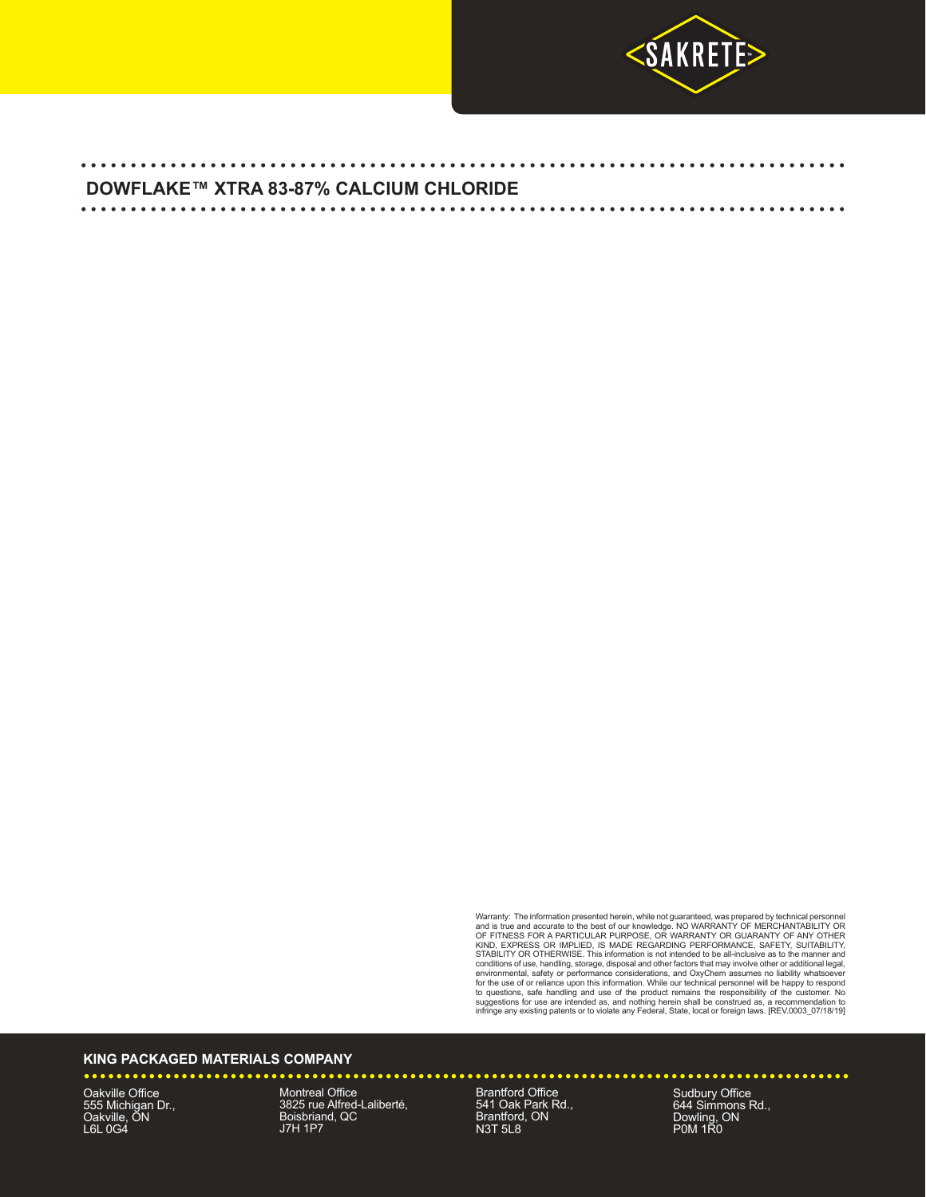## DOWFLAKE™ XTRA 83-87% CALCIUM CHLORIDE

Warranty: The information presented herein, while not guaranteed, was prepared by technical personnel and is true and accurate to the best of our knowledge. NO WARRANTY OF MERCHANTABILITY OR OF FITNESS FOR A PARTICULAR PURPOSE, OR WARRANTY OR GUARANTY OF ANY OTHER KIND, EXPRESS OR IMPLIED, IS MADE REGARDING PERFORMANCE, SAFETY, SUITABILITY, STABILITY OR OTHERWISE. This information is not intended to be all-inclusive as to the manner and conditions of use, handling, storage, disposal and other factors that may involve other or additional legal, environmental, safety or performance considerations, and OxyChem assumes no liability whatsoever for the use of or reliance upon this information. While our technical personnel will be happy to respond to questions, safe handling and use of the product remains the responsibility of the customer. No suggestions for use are intended as, and nothing herein shall be construed as, a recommendation to infringe any existing patents or to violate any Federal, State, local or foreign laws. [REV.0003_07/18/19]

**KING PACKAGED MATERIALS COMPANY**

Oakville Office
555 Michigan Dr.,
Oakville, ON
L6L 0G4

Montreal Office
3825 rue Alfred-Laliberté,
Boisbriand, QC
J7H 1P7

Brantford Office
541 Oak Park Rd.,
Brantford, ON
N3T 5L8

Sudbury Office
644 Simmons Rd.,
Dowling, ON
P0M 1R0